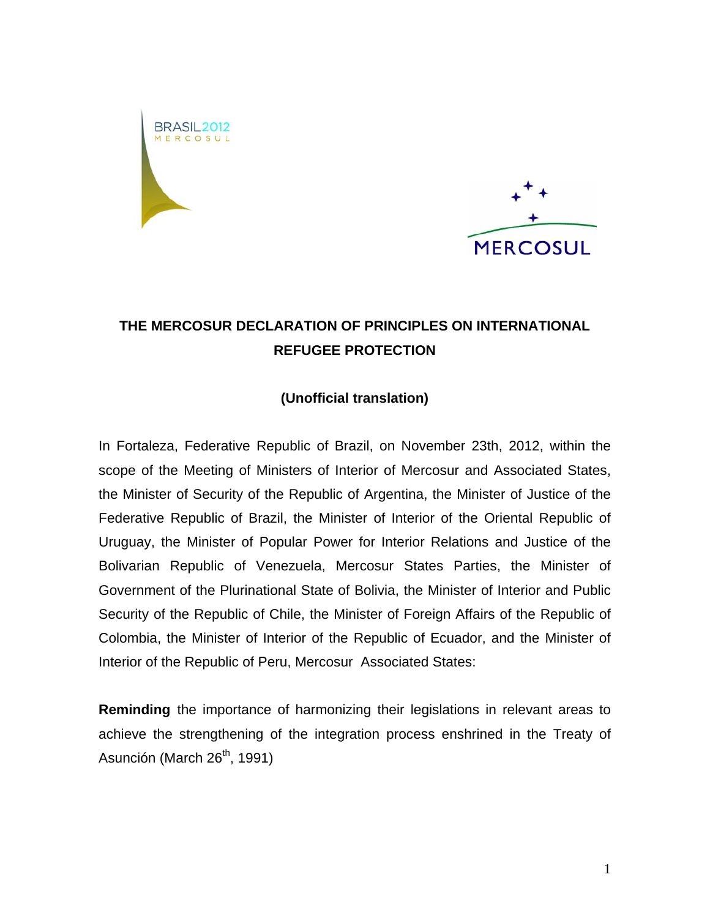BRASIL 2012
MERCOSUL

MERCOSUL

# THE MERCOSUR DECLARATION OF PRINCIPLES ON INTERNATIONAL REFUGEE PROTECTION

**(Unofficial translation)**

In Fortaleza, Federative Republic of Brazil, on November 23th, 2012, within the scope of the Meeting of Ministers of Interior of Mercosur and Associated States, the Minister of Security of the Republic of Argentina, the Minister of Justice of the Federative Republic of Brazil, the Minister of Interior of the Oriental Republic of Uruguay, the Minister of Popular Power for Interior Relations and Justice of the Bolivarian Republic of Venezuela, Mercosur States Parties, the Minister of Government of the Plurinational State of Bolivia, the Minister of Interior and Public Security of the Republic of Chile, the Minister of Foreign Affairs of the Republic of Colombia, the Minister of Interior of the Republic of Ecuador, and the Minister of Interior of the Republic of Peru, Mercosur Associated States:

**Reminding** the importance of harmonizing their legislations in relevant areas to achieve the strengthening of the integration process enshrined in the Treaty of Asunción (March 26th, 1991)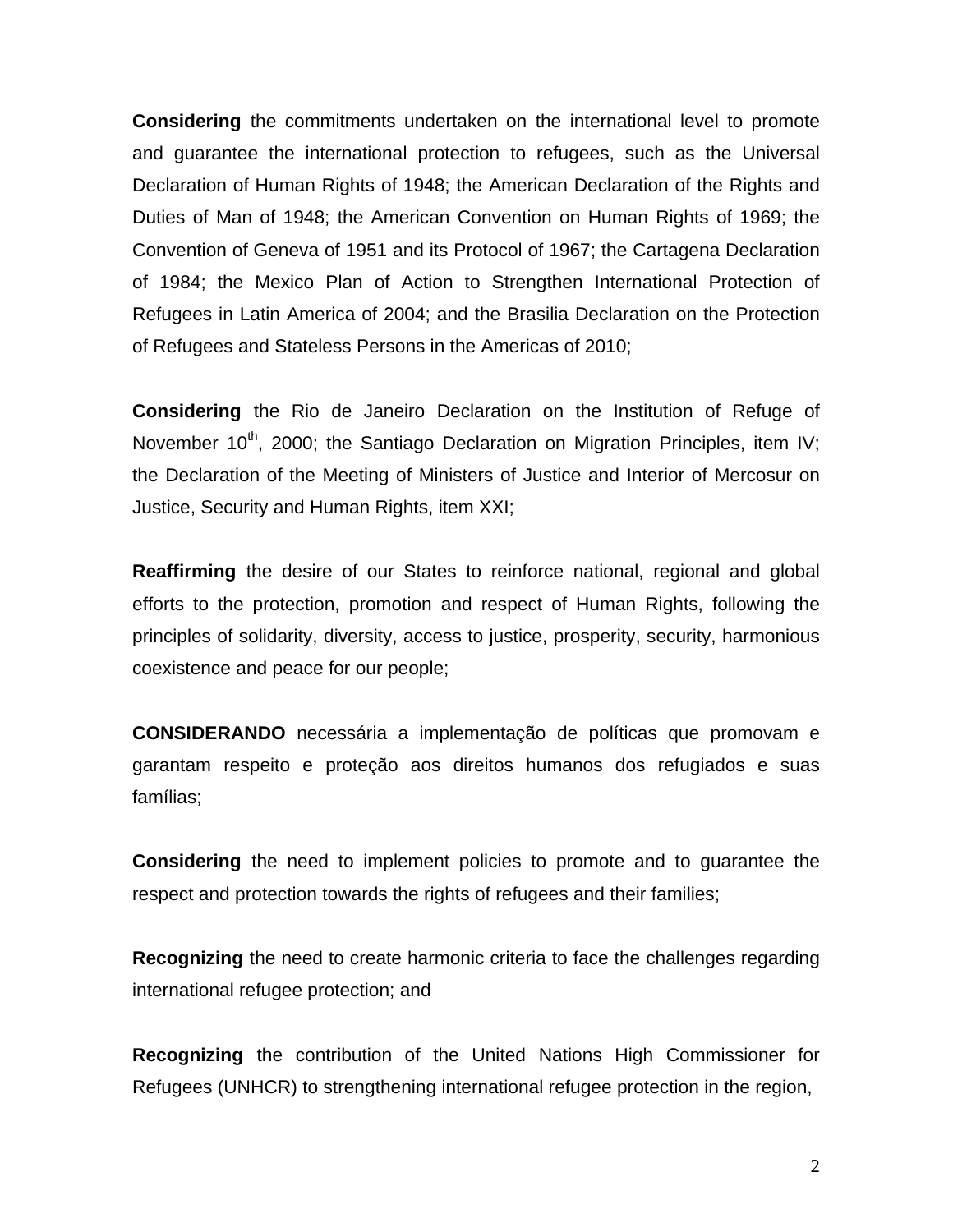**Considering** the commitments undertaken on the international level to promote and guarantee the international protection to refugees, such as the Universal Declaration of Human Rights of 1948; the American Declaration of the Rights and Duties of Man of 1948; the American Convention on Human Rights of 1969; the Convention of Geneva of 1951 and its Protocol of 1967; the Cartagena Declaration of 1984; the Mexico Plan of Action to Strengthen International Protection of Refugees in Latin America of 2004; and the Brasilia Declaration on the Protection of Refugees and Stateless Persons in the Americas of 2010;

**Considering** the Rio de Janeiro Declaration on the Institution of Refuge of November 10th, 2000; the Santiago Declaration on Migration Principles, item IV; the Declaration of the Meeting of Ministers of Justice and Interior of Mercosur on Justice, Security and Human Rights, item XXI;

**Reaffirming** the desire of our States to reinforce national, regional and global efforts to the protection, promotion and respect of Human Rights, following the principles of solidarity, diversity, access to justice, prosperity, security, harmonious coexistence and peace for our people;

**CONSIDERANDO** necessária a implementação de políticas que promovam e garantam respeito e proteção aos direitos humanos dos refugiados e suas famílias;

**Considering** the need to implement policies to promote and to guarantee the respect and protection towards the rights of refugees and their families;

**Recognizing** the need to create harmonic criteria to face the challenges regarding international refugee protection; and

**Recognizing** the contribution of the United Nations High Commissioner for Refugees (UNHCR) to strengthening international refugee protection in the region,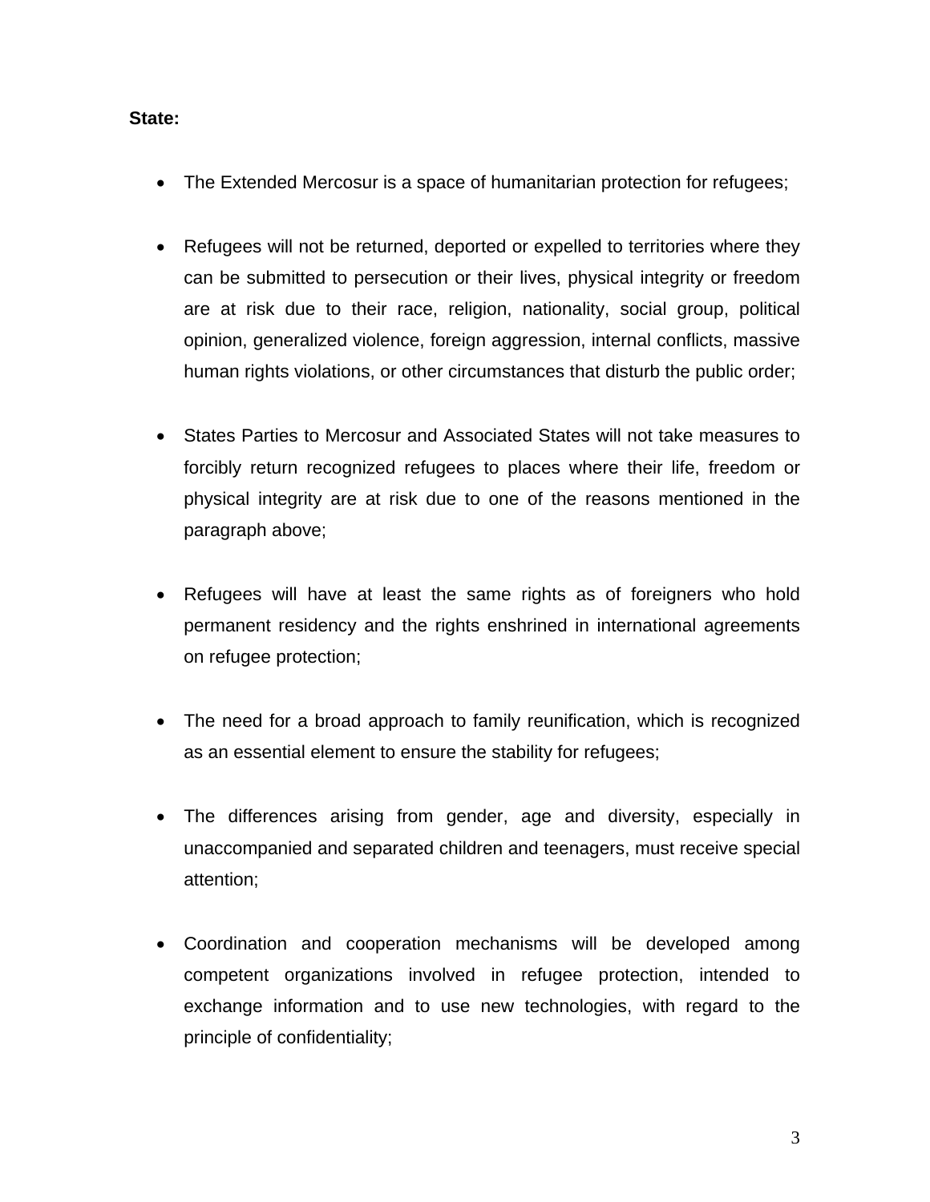**State:**

- The Extended Mercosur is a space of humanitarian protection for refugees;

- Refugees will not be returned, deported or expelled to territories where they can be submitted to persecution or their lives, physical integrity or freedom are at risk due to their race, religion, nationality, social group, political opinion, generalized violence, foreign aggression, internal conflicts, massive human rights violations, or other circumstances that disturb the public order;

- States Parties to Mercosur and Associated States will not take measures to forcibly return recognized refugees to places where their life, freedom or physical integrity are at risk due to one of the reasons mentioned in the paragraph above;

- Refugees will have at least the same rights as of foreigners who hold permanent residency and the rights enshrined in international agreements on refugee protection;

- The need for a broad approach to family reunification, which is recognized as an essential element to ensure the stability for refugees;

- The differences arising from gender, age and diversity, especially in unaccompanied and separated children and teenagers, must receive special attention;

- Coordination and cooperation mechanisms will be developed among competent organizations involved in refugee protection, intended to exchange information and to use new technologies, with regard to the principle of confidentiality;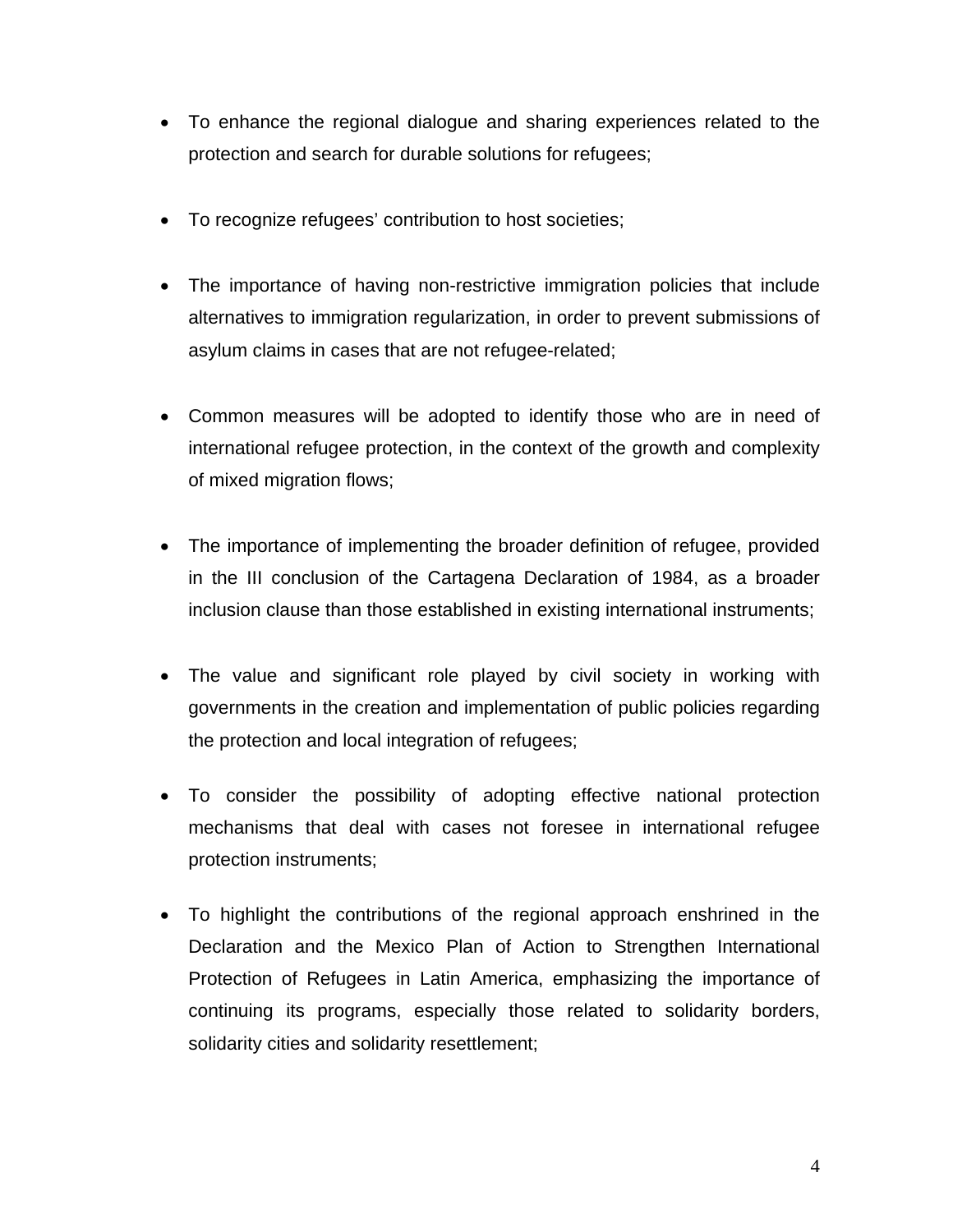- To enhance the regional dialogue and sharing experiences related to the protection and search for durable solutions for refugees;

- To recognize refugees' contribution to host societies;

- The importance of having non-restrictive immigration policies that include alternatives to immigration regularization, in order to prevent submissions of asylum claims in cases that are not refugee-related;

- Common measures will be adopted to identify those who are in need of international refugee protection, in the context of the growth and complexity of mixed migration flows;

- The importance of implementing the broader definition of refugee, provided in the III conclusion of the Cartagena Declaration of 1984, as a broader inclusion clause than those established in existing international instruments;

- The value and significant role played by civil society in working with governments in the creation and implementation of public policies regarding the protection and local integration of refugees;

- To consider the possibility of adopting effective national protection mechanisms that deal with cases not foresee in international refugee protection instruments;

- To highlight the contributions of the regional approach enshrined in the Declaration and the Mexico Plan of Action to Strengthen International Protection of Refugees in Latin America, emphasizing the importance of continuing its programs, especially those related to solidarity borders, solidarity cities and solidarity resettlement;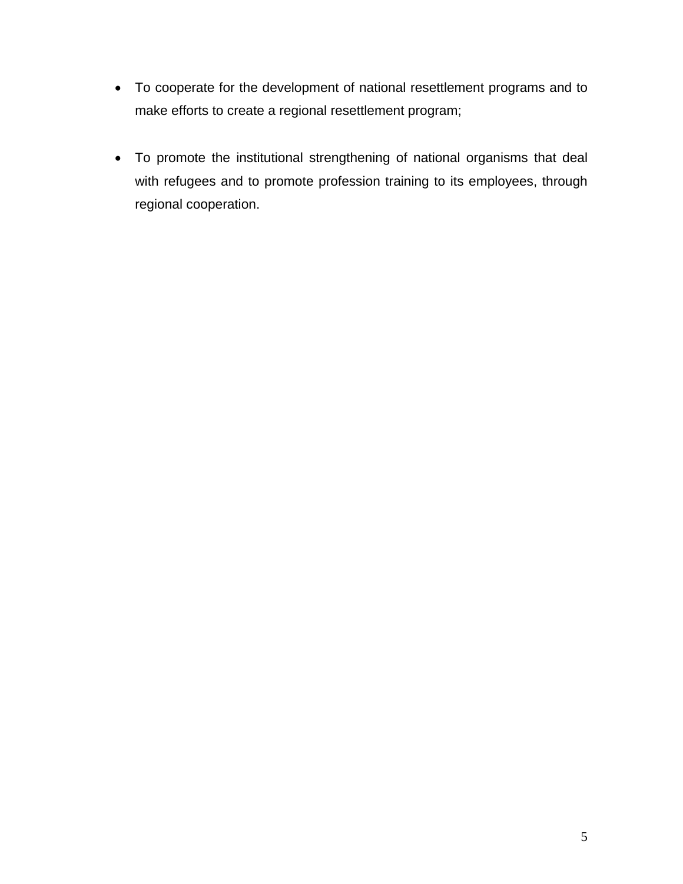- To cooperate for the development of national resettlement programs and to make efforts to create a regional resettlement program;

- To promote the institutional strengthening of national organisms that deal with refugees and to promote profession training to its employees, through regional cooperation.